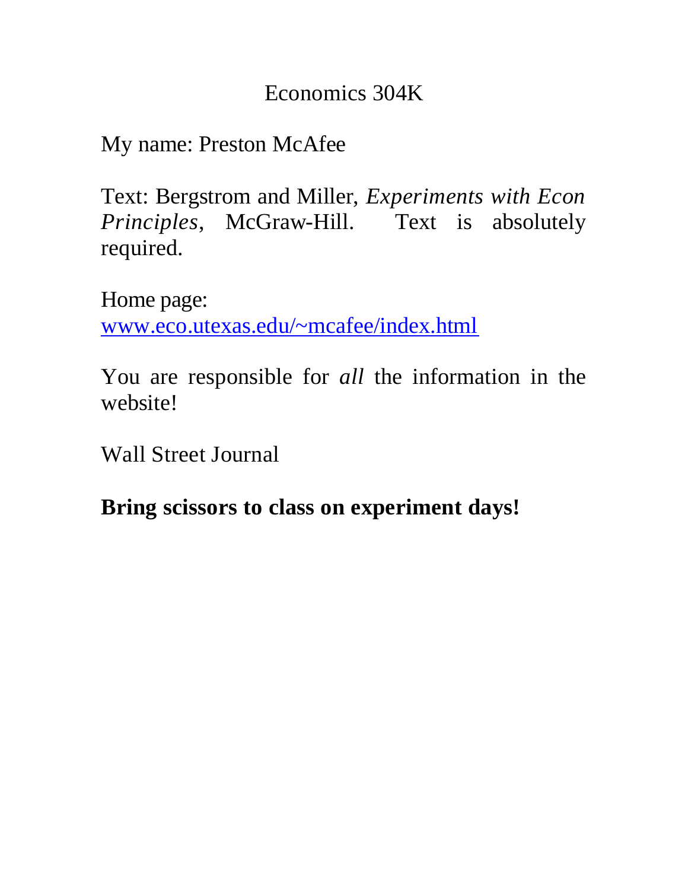# Economics 304K

My name: Preston McAfee

Text: Bergstrom and Miller, *Experiments with Econ Principles*, McGraw-Hill. Text is absolutely required.

Home page:
[www.eco.utexas.edu/~mcafee/index.html](http://www.eco.utexas.edu/~mcafee/index.html)

You are responsible for *all* the information in the website!

Wall Street Journal

**Bring scissors to class on experiment days!**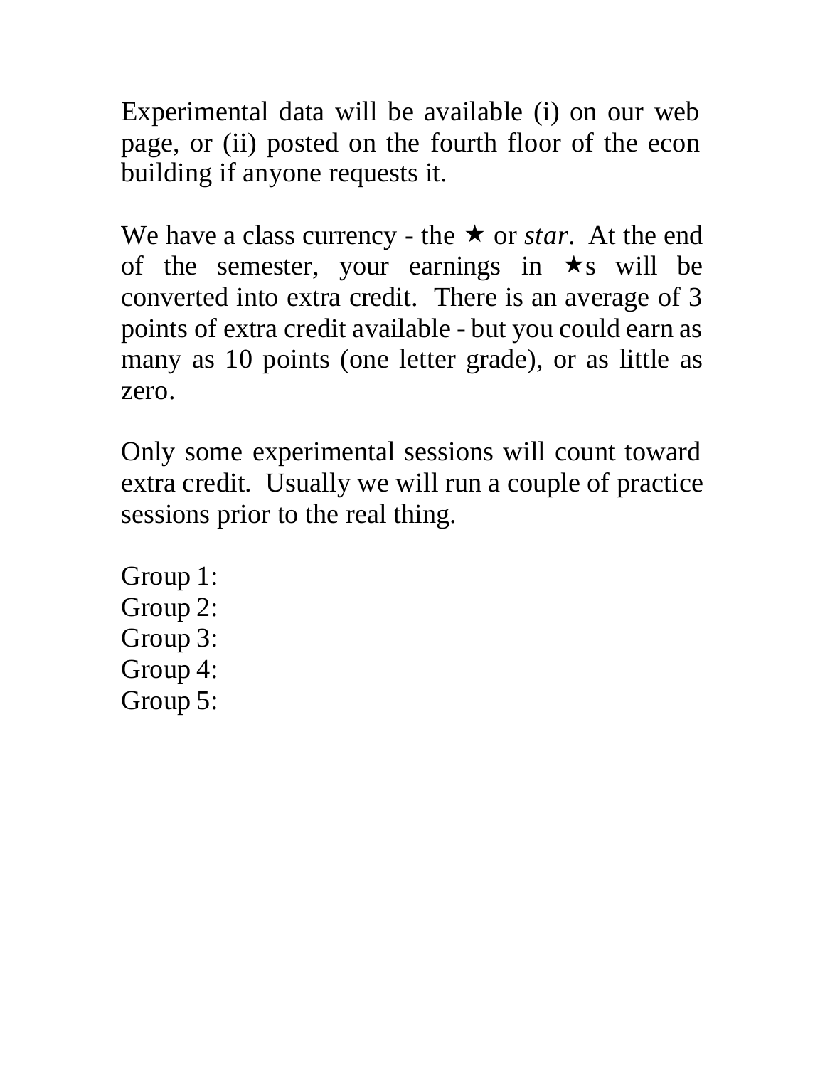Experimental data will be available (i) on our web page, or (ii) posted on the fourth floor of the econ building if anyone requests it.

We have a class currency - the ★ or *star*. At the end of the semester, your earnings in ★s will be converted into extra credit. There is an average of 3 points of extra credit available - but you could earn as many as 10 points (one letter grade), or as little as zero.

Only some experimental sessions will count toward extra credit. Usually we will run a couple of practice sessions prior to the real thing.

Group 1:  
Group 2:  
Group 3:  
Group 4:  
Group 5: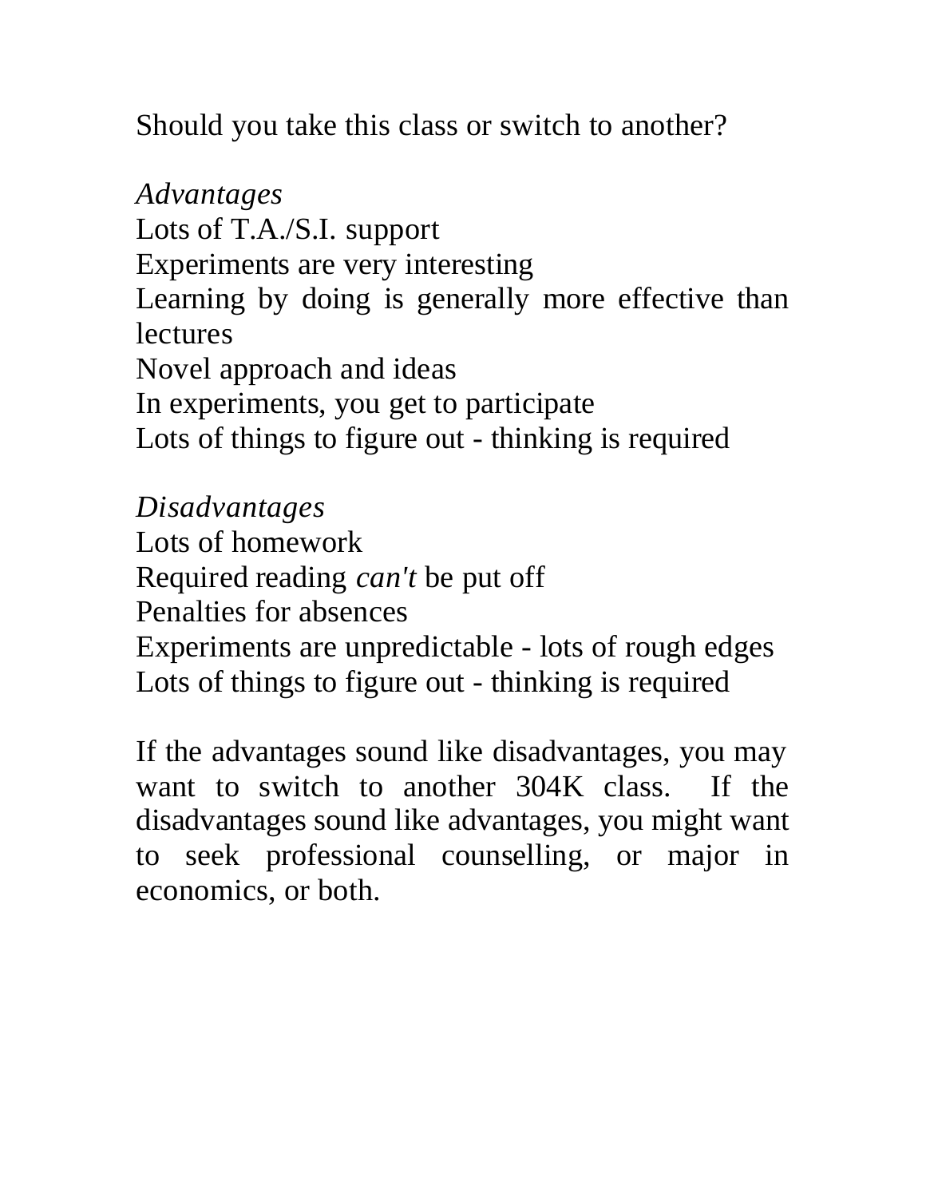Should you take this class or switch to another?

*Advantages*

Lots of T.A./S.I. support
Experiments are very interesting
Learning by doing is generally more effective than lectures
Novel approach and ideas
In experiments, you get to participate
Lots of things to figure out - thinking is required

*Disadvantages*

Lots of homework
Required reading *can't* be put off
Penalties for absences
Experiments are unpredictable - lots of rough edges
Lots of things to figure out - thinking is required

If the advantages sound like disadvantages, you may want to switch to another 304K class. If the disadvantages sound like advantages, you might want to seek professional counselling, or major in economics, or both.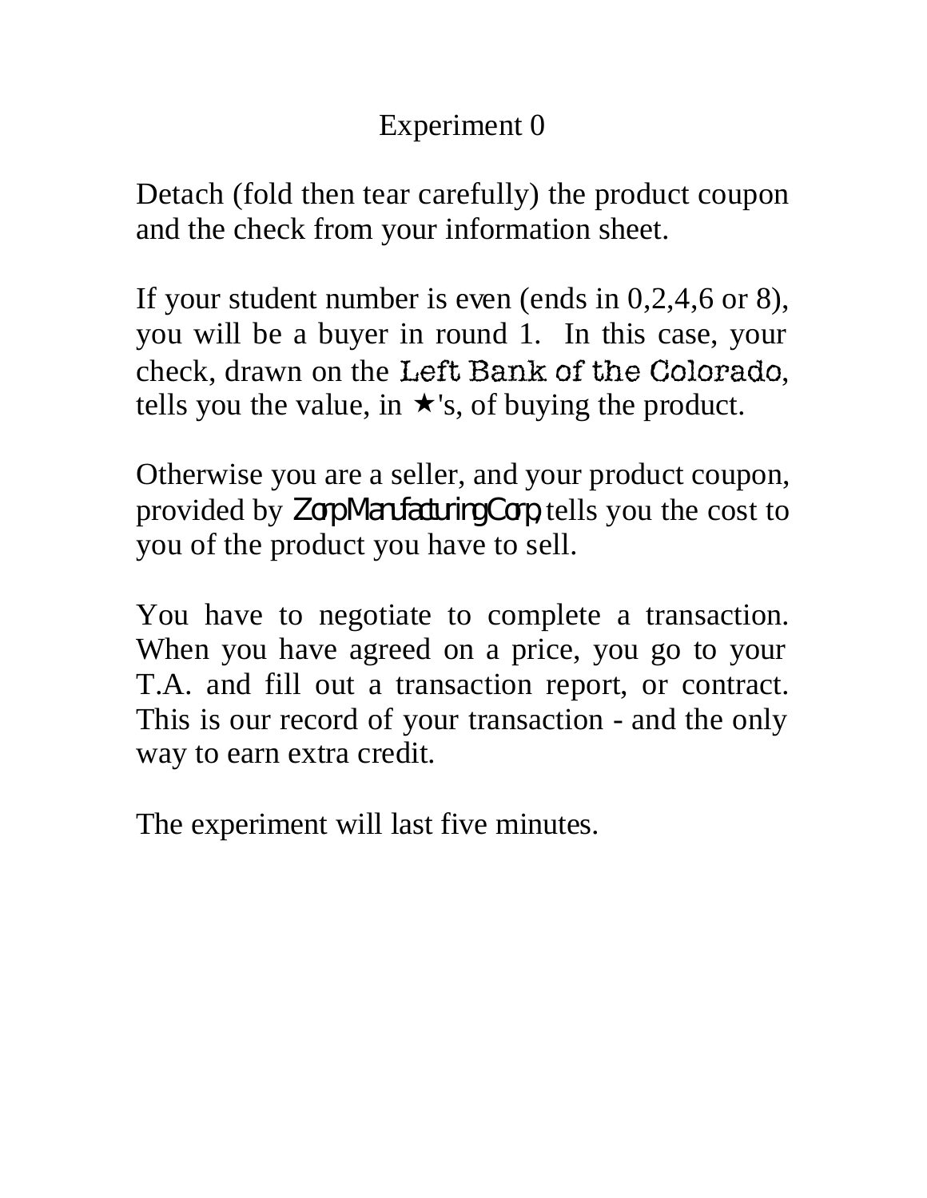# Experiment 0

Detach (fold then tear carefully) the product coupon and the check from your information sheet.

If your student number is even (ends in 0,2,4,6 or 8), you will be a buyer in round 1. In this case, your check, drawn on the Left Bank of the Colorado, tells you the value, in ★'s, of buying the product.

Otherwise you are a seller, and your product coupon, provided by Zorp Manufacturing Corp, tells you the cost to you of the product you have to sell.

You have to negotiate to complete a transaction. When you have agreed on a price, you go to your T.A. and fill out a transaction report, or contract. This is our record of your transaction - and the only way to earn extra credit.

The experiment will last five minutes.